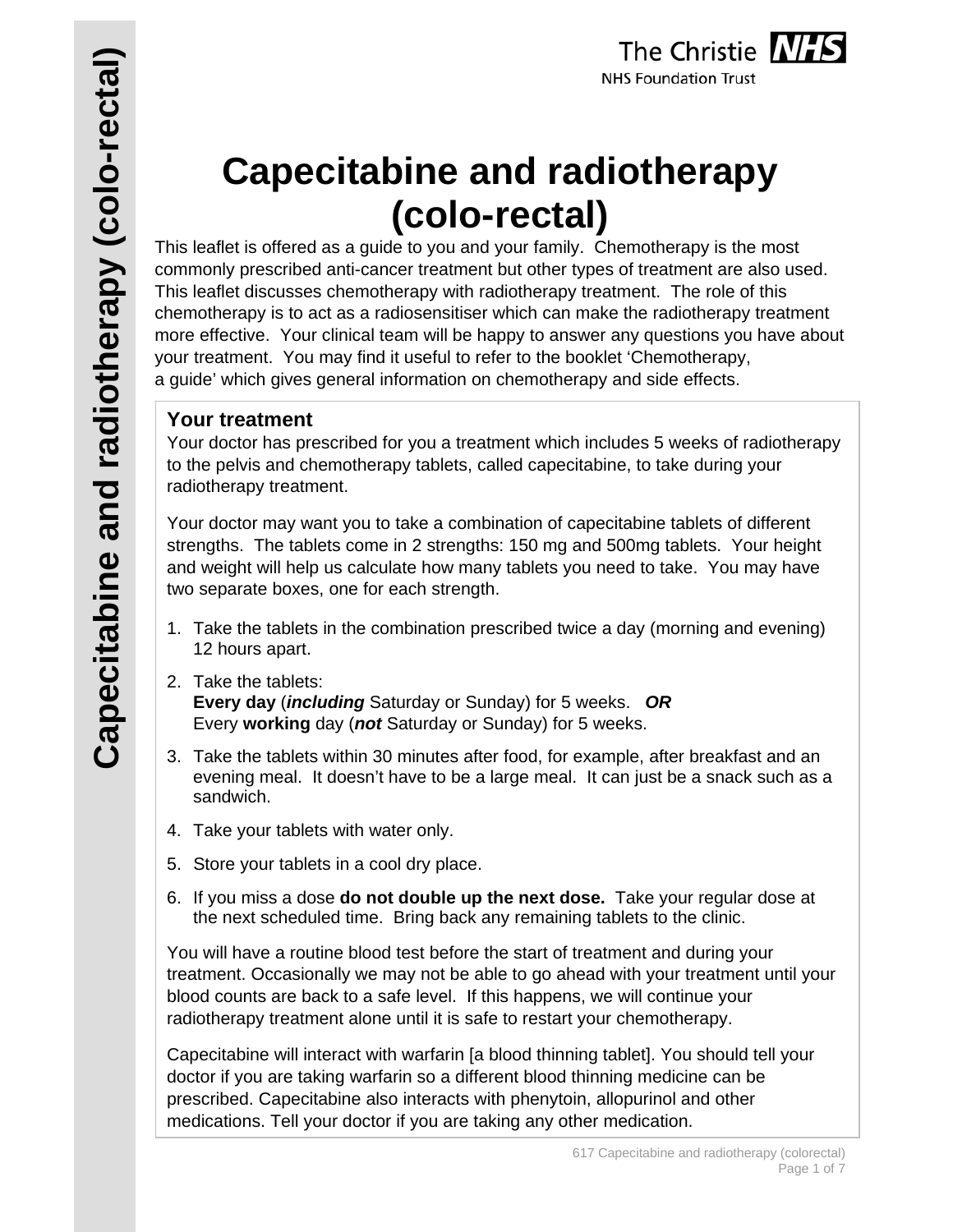The Christie NHS
NHS Foundation Trust

# Capecitabine and radiotherapy (colo-rectal)

This leaflet is offered as a guide to you and your family. Chemotherapy is the most commonly prescribed anti-cancer treatment but other types of treatment are also used. This leaflet discusses chemotherapy with radiotherapy treatment. The role of this chemotherapy is to act as a radiosensitiser which can make the radiotherapy treatment more effective. Your clinical team will be happy to answer any questions you have about your treatment. You may find it useful to refer to the booklet 'Chemotherapy, a guide' which gives general information on chemotherapy and side effects.

## Your treatment

Your doctor has prescribed for you a treatment which includes 5 weeks of radiotherapy to the pelvis and chemotherapy tablets, called capecitabine, to take during your radiotherapy treatment.

Your doctor may want you to take a combination of capecitabine tablets of different strengths. The tablets come in 2 strengths: 150 mg and 500mg tablets. Your height and weight will help us calculate how many tablets you need to take. You may have two separate boxes, one for each strength.

1. Take the tablets in the combination prescribed twice a day (morning and evening) 12 hours apart.
2. Take the tablets:
   **Every day** (***including*** Saturday or Sunday) for 5 weeks. ***OR***
   Every **working** day (***not*** Saturday or Sunday) for 5 weeks.
3. Take the tablets within 30 minutes after food, for example, after breakfast and an evening meal. It doesn't have to be a large meal. It can just be a snack such as a sandwich.
4. Take your tablets with water only.
5. Store your tablets in a cool dry place.
6. If you miss a dose **do not double up the next dose.** Take your regular dose at the next scheduled time. Bring back any remaining tablets to the clinic.

You will have a routine blood test before the start of treatment and during your treatment. Occasionally we may not be able to go ahead with your treatment until your blood counts are back to a safe level. If this happens, we will continue your radiotherapy treatment alone until it is safe to restart your chemotherapy.

Capecitabine will interact with warfarin [a blood thinning tablet]. You should tell your doctor if you are taking warfarin so a different blood thinning medicine can be prescribed. Capecitabine also interacts with phenytoin, allopurinol and other medications. Tell your doctor if you are taking any other medication.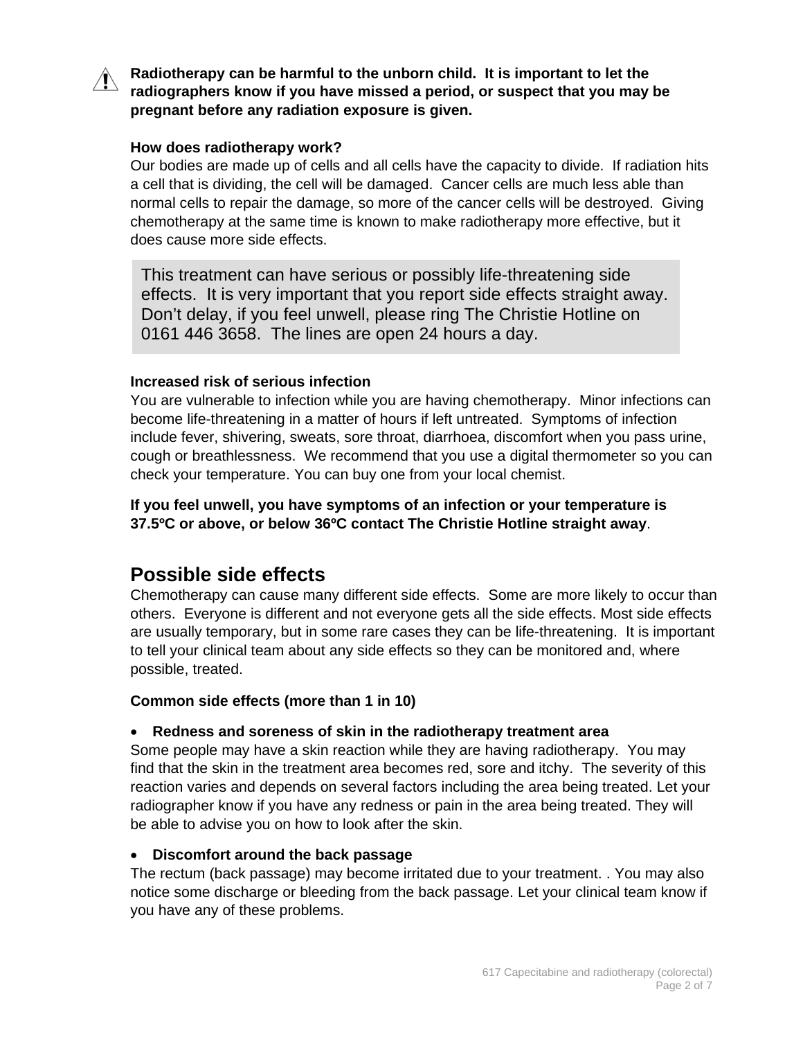⚠ **Radiotherapy can be harmful to the unborn child. It is important to let the radiographers know if you have missed a period, or suspect that you may be pregnant before any radiation exposure is given.**

**How does radiotherapy work?**

Our bodies are made up of cells and all cells have the capacity to divide. If radiation hits a cell that is dividing, the cell will be damaged. Cancer cells are much less able than normal cells to repair the damage, so more of the cancer cells will be destroyed. Giving chemotherapy at the same time is known to make radiotherapy more effective, but it does cause more side effects.

> This treatment can have serious or possibly life-threatening side effects. It is very important that you report side effects straight away. Don't delay, if you feel unwell, please ring The Christie Hotline on 0161 446 3658. The lines are open 24 hours a day.

**Increased risk of serious infection**

You are vulnerable to infection while you are having chemotherapy. Minor infections can become life-threatening in a matter of hours if left untreated. Symptoms of infection include fever, shivering, sweats, sore throat, diarrhoea, discomfort when you pass urine, cough or breathlessness. We recommend that you use a digital thermometer so you can check your temperature. You can buy one from your local chemist.

**If you feel unwell, you have symptoms of an infection or your temperature is 37.5ºC or above, or below 36ºC contact The Christie Hotline straight away**.

## Possible side effects

Chemotherapy can cause many different side effects. Some are more likely to occur than others. Everyone is different and not everyone gets all the side effects. Most side effects are usually temporary, but in some rare cases they can be life-threatening. It is important to tell your clinical team about any side effects so they can be monitored and, where possible, treated.

**Common side effects (more than 1 in 10)**

- **Redness and soreness of skin in the radiotherapy treatment area**

Some people may have a skin reaction while they are having radiotherapy. You may find that the skin in the treatment area becomes red, sore and itchy. The severity of this reaction varies and depends on several factors including the area being treated. Let your radiographer know if you have any redness or pain in the area being treated. They will be able to advise you on how to look after the skin.

- **Discomfort around the back passage**

The rectum (back passage) may become irritated due to your treatment. . You may also notice some discharge or bleeding from the back passage. Let your clinical team know if you have any of these problems.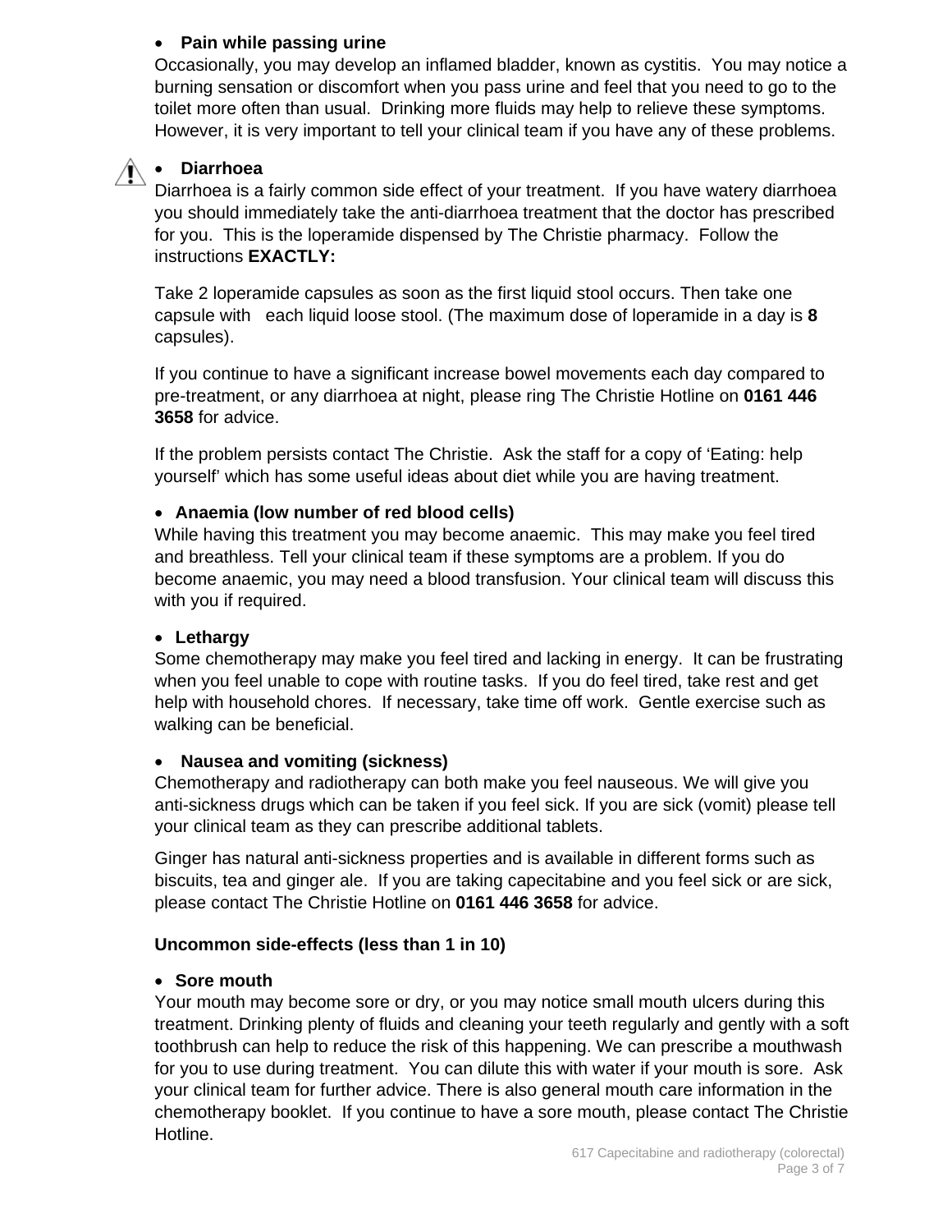- **Pain while passing urine**

Occasionally, you may develop an inflamed bladder, known as cystitis. You may notice a burning sensation or discomfort when you pass urine and feel that you need to go to the toilet more often than usual. Drinking more fluids may help to relieve these symptoms. However, it is very important to tell your clinical team if you have any of these problems.

- **Diarrhoea**

Diarrhoea is a fairly common side effect of your treatment. If you have watery diarrhoea you should immediately take the anti-diarrhoea treatment that the doctor has prescribed for you. This is the loperamide dispensed by The Christie pharmacy. Follow the instructions **EXACTLY:**

Take 2 loperamide capsules as soon as the first liquid stool occurs. Then take one capsule with each liquid loose stool. (The maximum dose of loperamide in a day is **8** capsules).

If you continue to have a significant increase bowel movements each day compared to pre-treatment, or any diarrhoea at night, please ring The Christie Hotline on **0161 446 3658** for advice.

If the problem persists contact The Christie. Ask the staff for a copy of 'Eating: help yourself' which has some useful ideas about diet while you are having treatment.

- **Anaemia (low number of red blood cells)**

While having this treatment you may become anaemic. This may make you feel tired and breathless. Tell your clinical team if these symptoms are a problem. If you do become anaemic, you may need a blood transfusion. Your clinical team will discuss this with you if required.

- **Lethargy**

Some chemotherapy may make you feel tired and lacking in energy. It can be frustrating when you feel unable to cope with routine tasks. If you do feel tired, take rest and get help with household chores. If necessary, take time off work. Gentle exercise such as walking can be beneficial.

- **Nausea and vomiting (sickness)**

Chemotherapy and radiotherapy can both make you feel nauseous. We will give you anti-sickness drugs which can be taken if you feel sick. If you are sick (vomit) please tell your clinical team as they can prescribe additional tablets.

Ginger has natural anti-sickness properties and is available in different forms such as biscuits, tea and ginger ale. If you are taking capecitabine and you feel sick or are sick, please contact The Christie Hotline on **0161 446 3658** for advice.

**Uncommon side-effects (less than 1 in 10)**

- **Sore mouth**

Your mouth may become sore or dry, or you may notice small mouth ulcers during this treatment. Drinking plenty of fluids and cleaning your teeth regularly and gently with a soft toothbrush can help to reduce the risk of this happening. We can prescribe a mouthwash for you to use during treatment. You can dilute this with water if your mouth is sore. Ask your clinical team for further advice. There is also general mouth care information in the chemotherapy booklet. If you continue to have a sore mouth, please contact The Christie Hotline.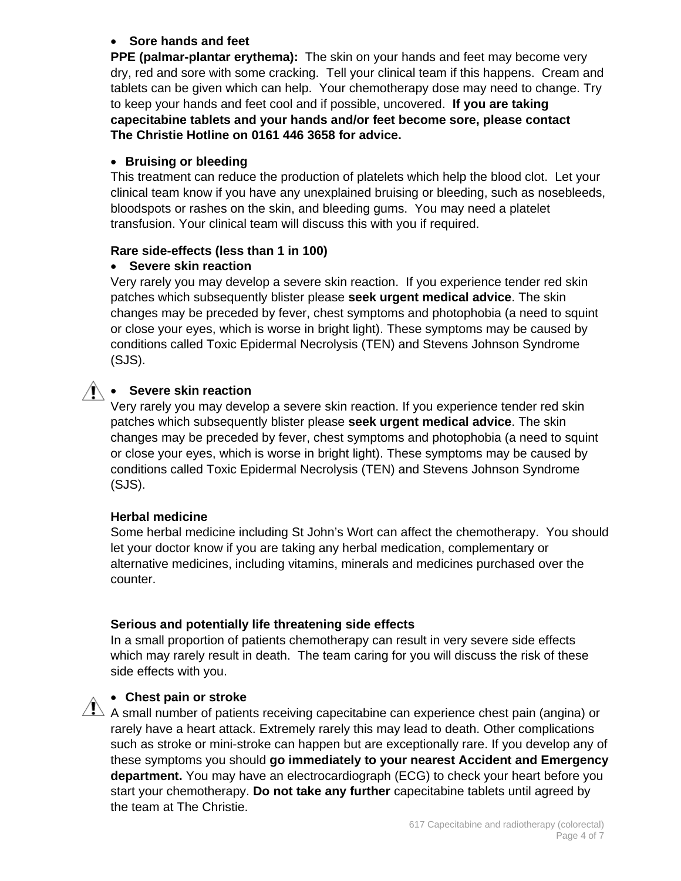- **Sore hands and feet**

**PPE (palmar-plantar erythema):** The skin on your hands and feet may become very dry, red and sore with some cracking. Tell your clinical team if this happens. Cream and tablets can be given which can help. Your chemotherapy dose may need to change. Try to keep your hands and feet cool and if possible, uncovered. **If you are taking capecitabine tablets and your hands and/or feet become sore, please contact The Christie Hotline on 0161 446 3658 for advice.**

- **Bruising or bleeding**

This treatment can reduce the production of platelets which help the blood clot. Let your clinical team know if you have any unexplained bruising or bleeding, such as nosebleeds, bloodspots or rashes on the skin, and bleeding gums. You may need a platelet transfusion. Your clinical team will discuss this with you if required.

**Rare side-effects (less than 1 in 100)**

- **Severe skin reaction**

Very rarely you may develop a severe skin reaction. If you experience tender red skin patches which subsequently blister please **seek urgent medical advice**. The skin changes may be preceded by fever, chest symptoms and photophobia (a need to squint or close your eyes, which is worse in bright light). These symptoms may be caused by conditions called Toxic Epidermal Necrolysis (TEN) and Stevens Johnson Syndrome (SJS).

- **Severe skin reaction**

Very rarely you may develop a severe skin reaction. If you experience tender red skin patches which subsequently blister please **seek urgent medical advice**. The skin changes may be preceded by fever, chest symptoms and photophobia (a need to squint or close your eyes, which is worse in bright light). These symptoms may be caused by conditions called Toxic Epidermal Necrolysis (TEN) and Stevens Johnson Syndrome (SJS).

**Herbal medicine**

Some herbal medicine including St John's Wort can affect the chemotherapy. You should let your doctor know if you are taking any herbal medication, complementary or alternative medicines, including vitamins, minerals and medicines purchased over the counter.

**Serious and potentially life threatening side effects**

In a small proportion of patients chemotherapy can result in very severe side effects which may rarely result in death. The team caring for you will discuss the risk of these side effects with you.

- **Chest pain or stroke**

A small number of patients receiving capecitabine can experience chest pain (angina) or rarely have a heart attack. Extremely rarely this may lead to death. Other complications such as stroke or mini-stroke can happen but are exceptionally rare. If you develop any of these symptoms you should **go immediately to your nearest Accident and Emergency department.** You may have an electrocardiograph (ECG) to check your heart before you start your chemotherapy. **Do not take any further** capecitabine tablets until agreed by the team at The Christie.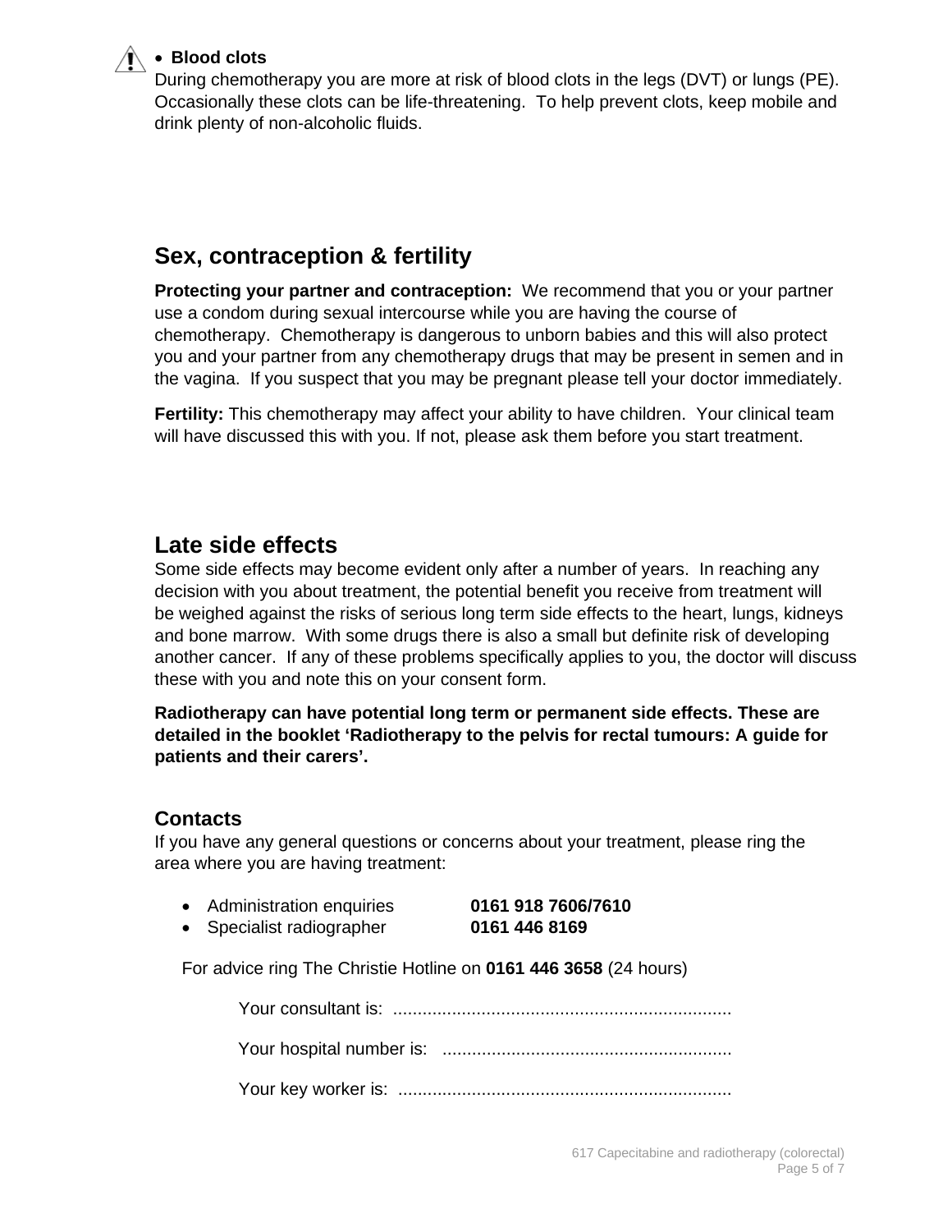- **Blood clots**

During chemotherapy you are more at risk of blood clots in the legs (DVT) or lungs (PE). Occasionally these clots can be life-threatening. To help prevent clots, keep mobile and drink plenty of non-alcoholic fluids.

## Sex, contraception & fertility

**Protecting your partner and contraception:** We recommend that you or your partner use a condom during sexual intercourse while you are having the course of chemotherapy. Chemotherapy is dangerous to unborn babies and this will also protect you and your partner from any chemotherapy drugs that may be present in semen and in the vagina. If you suspect that you may be pregnant please tell your doctor immediately.

**Fertility:** This chemotherapy may affect your ability to have children. Your clinical team will have discussed this with you. If not, please ask them before you start treatment.

## Late side effects

Some side effects may become evident only after a number of years. In reaching any decision with you about treatment, the potential benefit you receive from treatment will be weighed against the risks of serious long term side effects to the heart, lungs, kidneys and bone marrow. With some drugs there is also a small but definite risk of developing another cancer. If any of these problems specifically applies to you, the doctor will discuss these with you and note this on your consent form.

**Radiotherapy can have potential long term or permanent side effects. These are detailed in the booklet 'Radiotherapy to the pelvis for rectal tumours: A guide for patients and their carers'.**

### Contacts

If you have any general questions or concerns about your treatment, please ring the area where you are having treatment:

- Administration enquiries **0161 918 7606/7610**
- Specialist radiographer **0161 446 8169**

For advice ring The Christie Hotline on **0161 446 3658** (24 hours)

Your consultant is: ....................................................................

Your hospital number is: ..........................................................

Your key worker is: ...................................................................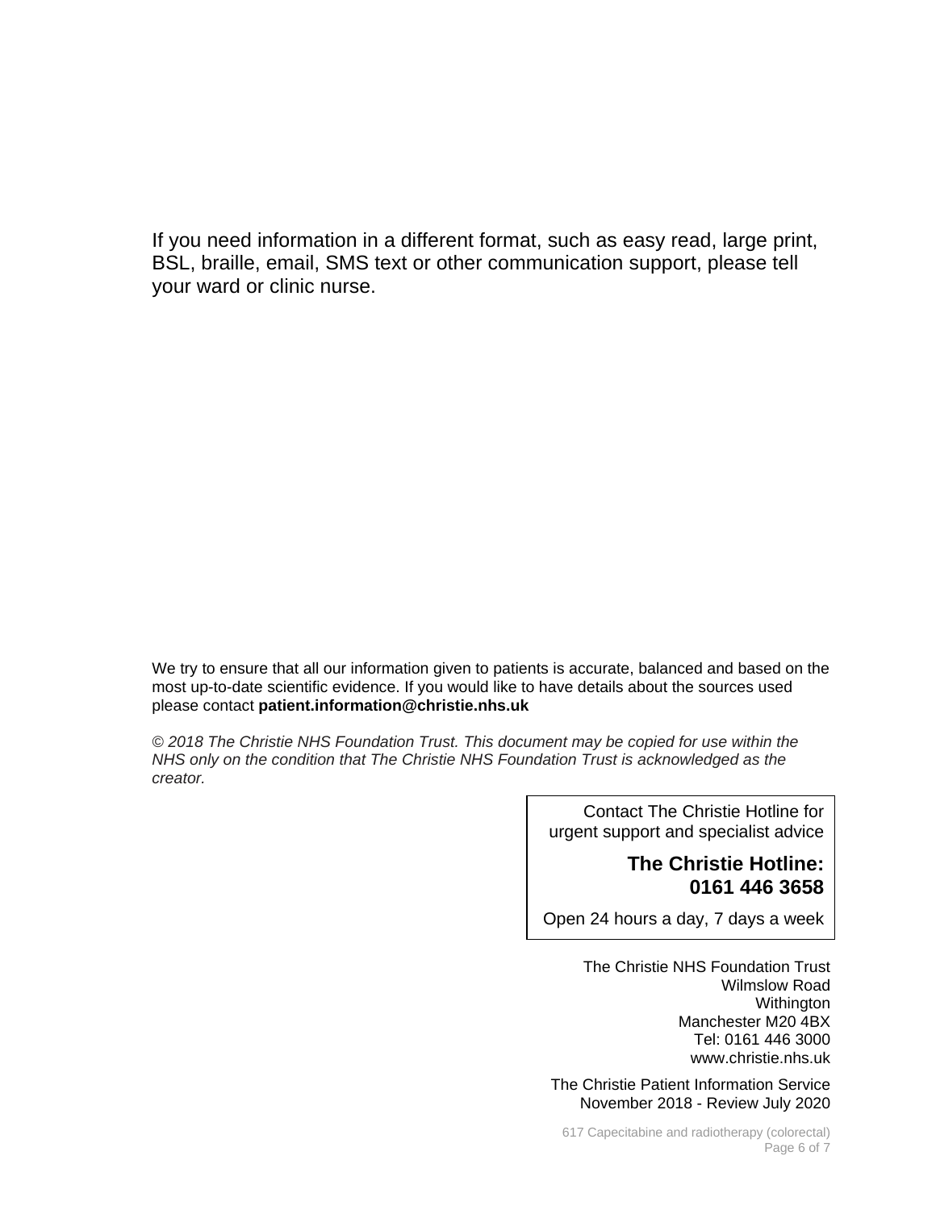If you need information in a different format, such as easy read, large print, BSL, braille, email, SMS text or other communication support, please tell your ward or clinic nurse.

We try to ensure that all our information given to patients is accurate, balanced and based on the most up-to-date scientific evidence. If you would like to have details about the sources used please contact **patient.information@christie.nhs.uk**

*© 2018 The Christie NHS Foundation Trust. This document may be copied for use within the NHS only on the condition that The Christie NHS Foundation Trust is acknowledged as the creator.*

Contact The Christie Hotline for urgent support and specialist advice

**The Christie Hotline: 0161 446 3658**

Open 24 hours a day, 7 days a week

The Christie NHS Foundation Trust
Wilmslow Road
Withington
Manchester M20 4BX
Tel: 0161 446 3000
www.christie.nhs.uk

The Christie Patient Information Service
November 2018 - Review July 2020

617 Capecitabine and radiotherapy (colorectal)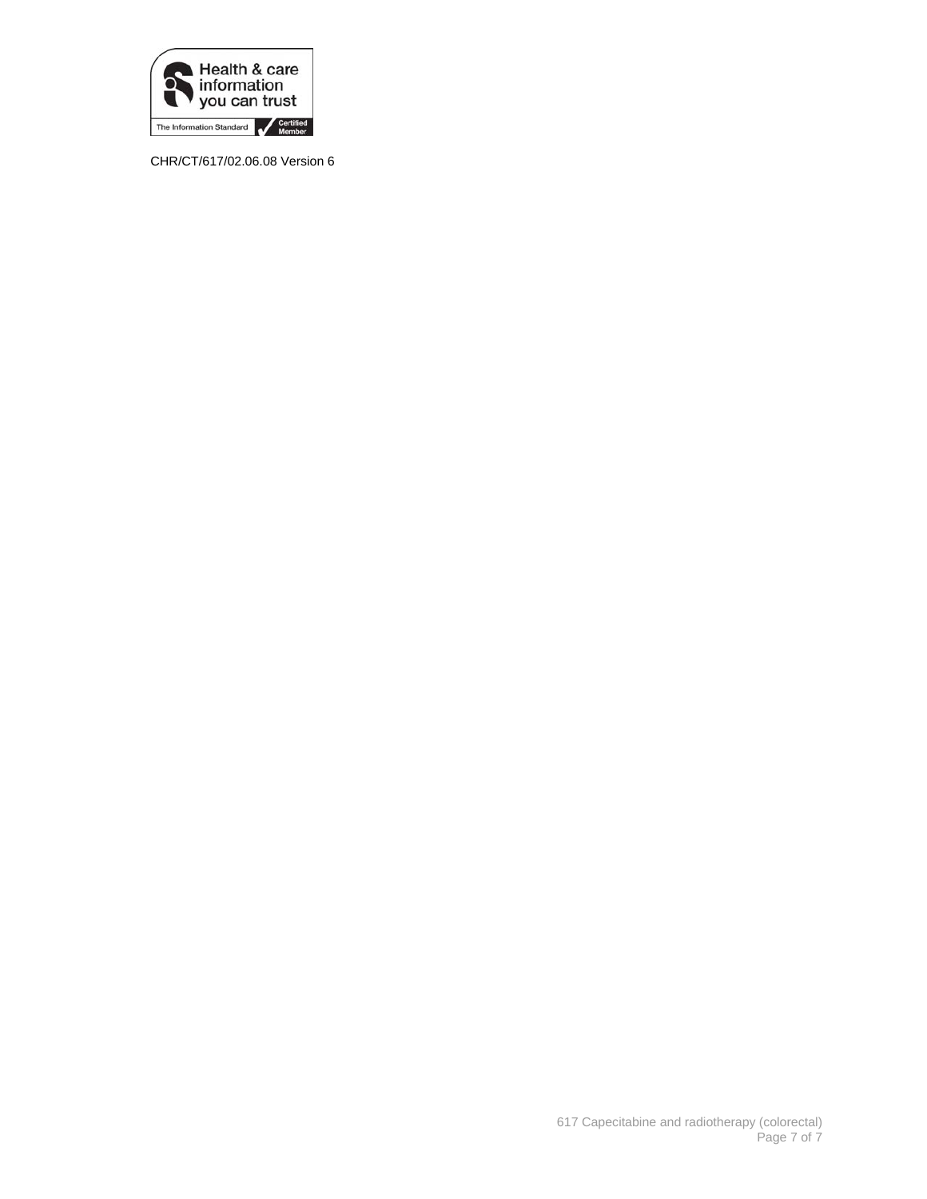Health & care information you can trust

The Information Standard Certified Member

CHR/CT/617/02.06.08 Version 6